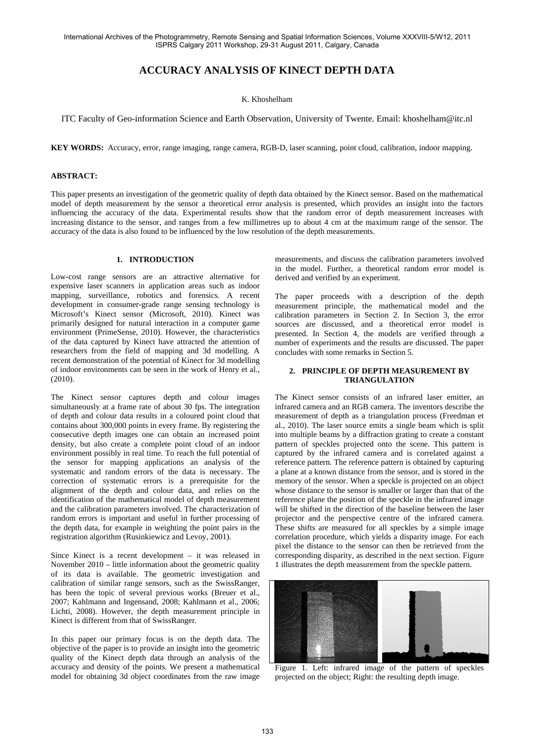# ACCURACY ANALYSIS OF KINECT DEPTH DATA

K. Khoshelham

ITC Faculty of Geo-information Science and Earth Observation, University of Twente. Email: khoshelham@itc.nl

**KEY WORDS:** Accuracy, error, range imaging, range camera, RGB-D, laser scanning, point cloud, calibration, indoor mapping.

**ABSTRACT:**

This paper presents an investigation of the geometric quality of depth data obtained by the Kinect sensor. Based on the mathematical model of depth measurement by the sensor a theoretical error analysis is presented, which provides an insight into the factors influencing the accuracy of the data. Experimental results show that the random error of depth measurement increases with increasing distance to the sensor, and ranges from a few millimetres up to about 4 cm at the maximum range of the sensor. The accuracy of the data is also found to be influenced by the low resolution of the depth measurements.

## 1. INTRODUCTION

Low-cost range sensors are an attractive alternative for expensive laser scanners in application areas such as indoor mapping, surveillance, robotics and forensics. A recent development in consumer-grade range sensing technology is Microsoft's Kinect sensor (Microsoft, 2010). Kinect was primarily designed for natural interaction in a computer game environment (PrimeSense, 2010). However, the characteristics of the data captured by Kinect have attracted the attention of researchers from the field of mapping and 3d modelling. A recent demonstration of the potential of Kinect for 3d modelling of indoor environments can be seen in the work of Henry et al., (2010).

The Kinect sensor captures depth and colour images simultaneously at a frame rate of about 30 fps. The integration of depth and colour data results in a coloured point cloud that contains about 300,000 points in every frame. By registering the consecutive depth images one can obtain an increased point density, but also create a complete point cloud of an indoor environment possibly in real time. To reach the full potential of the sensor for mapping applications an analysis of the systematic and random errors of the data is necessary. The correction of systematic errors is a prerequisite for the alignment of the depth and colour data, and relies on the identification of the mathematical model of depth measurement and the calibration parameters involved. The characterization of random errors is important and useful in further processing of the depth data, for example in weighting the point pairs in the registration algorithm (Rusinkiewicz and Levoy, 2001).

Since Kinect is a recent development – it was released in November 2010 – little information about the geometric quality of its data is available. The geometric investigation and calibration of similar range sensors, such as the SwissRanger, has been the topic of several previous works (Breuer et al., 2007; Kahlmann and Ingensand, 2008; Kahlmann et al., 2006; Lichti, 2008). However, the depth measurement principle in Kinect is different from that of SwissRanger.

In this paper our primary focus is on the depth data. The objective of the paper is to provide an insight into the geometric quality of the Kinect depth data through an analysis of the accuracy and density of the points. We present a mathematical model for obtaining 3d object coordinates from the raw image measurements, and discuss the calibration parameters involved in the model. Further, a theoretical random error model is derived and verified by an experiment.

The paper proceeds with a description of the depth measurement principle, the mathematical model and the calibration parameters in Section 2. In Section 3, the error sources are discussed, and a theoretical error model is presented. In Section 4, the models are verified through a number of experiments and the results are discussed. The paper concludes with some remarks in Section 5.

## 2. PRINCIPLE OF DEPTH MEASUREMENT BY TRIANGULATION

The Kinect sensor consists of an infrared laser emitter, an infrared camera and an RGB camera. The inventors describe the measurement of depth as a triangulation process (Freedman et al., 2010). The laser source emits a single beam which is split into multiple beams by a diffraction grating to create a constant pattern of speckles projected onto the scene. This pattern is captured by the infrared camera and is correlated against a reference pattern. The reference pattern is obtained by capturing a plane at a known distance from the sensor, and is stored in the memory of the sensor. When a speckle is projected on an object whose distance to the sensor is smaller or larger than that of the reference plane the position of the speckle in the infrared image will be shifted in the direction of the baseline between the laser projector and the perspective centre of the infrared camera. These shifts are measured for all speckles by a simple image correlation procedure, which yields a disparity image. For each pixel the distance to the sensor can then be retrieved from the corresponding disparity, as described in the next section. Figure 1 illustrates the depth measurement from the speckle pattern.

Figure 1. Left: infrared image of the pattern of speckles projected on the object; Right: the resulting depth image.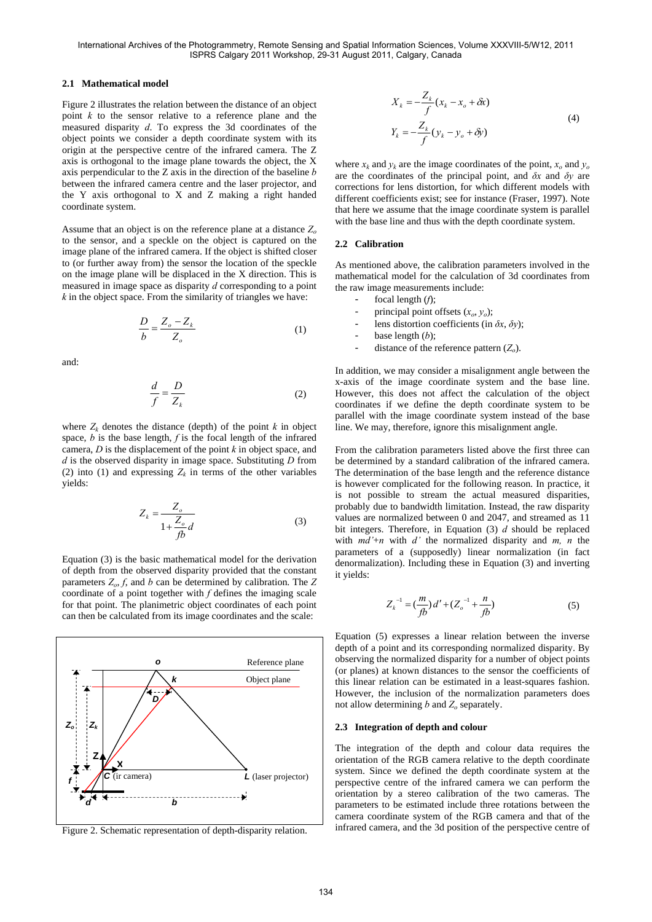### 2.1 Mathematical model

Figure 2 illustrates the relation between the distance of an object point $k$ to the sensor relative to a reference plane and the measured disparity $d$. To express the 3d coordinates of the object points we consider a depth coordinate system with its origin at the perspective centre of the infrared camera. The Z axis is orthogonal to the image plane towards the object, the X axis perpendicular to the Z axis in the direction of the baseline $b$ between the infrared camera centre and the laser projector, and the Y axis orthogonal to X and Z making a right handed coordinate system.

Assume that an object is on the reference plane at a distance $Z_o$ to the sensor, and a speckle on the object is captured on the image plane of the infrared camera. If the object is shifted closer to (or further away from) the sensor the location of the speckle on the image plane will be displaced in the X direction. This is measured in image space as disparity $d$ corresponding to a point $k$ in the object space. From the similarity of triangles we have:

$$\frac{D}{b} = \frac{Z_o - Z_k}{Z_o} \tag{1}$$

and:

$$\frac{d}{f} = \frac{D}{Z_k} \tag{2}$$

where $Z_k$ denotes the distance (depth) of the point $k$ in object space, $b$ is the base length, $f$ is the focal length of the infrared camera, $D$ is the displacement of the point $k$ in object space, and $d$ is the observed disparity in image space. Substituting $D$ from (2) into (1) and expressing $Z_k$ in terms of the other variables yields:

$$Z_k = \frac{Z_o}{1 + \frac{Z_o}{fb} d} \tag{3}$$

Equation (3) is the basic mathematical model for the derivation of depth from the observed disparity provided that the constant parameters $Z_o$, $f$, and $b$ can be determined by calibration. The $Z$ coordinate of a point together with $f$ defines the imaging scale for that point. The planimetric object coordinates of each point can then be calculated from its image coordinates and the scale:

Figure 2. Schematic representation of depth-disparity relation.

$$X_k = -\frac{Z_k}{f}(x_k - x_o + \delta x)$$
$$Y_k = -\frac{Z_k}{f}(y_k - y_o + \delta y) \tag{4}$$

where $x_k$ and $y_k$ are the image coordinates of the point, $x_o$ and $y_o$ are the coordinates of the principal point, and $\delta x$ and $\delta y$ are corrections for lens distortion, for which different models with different coefficients exist; see for instance (Fraser, 1997). Note that here we assume that the image coordinate system is parallel with the base line and thus with the depth coordinate system.

### 2.2 Calibration

As mentioned above, the calibration parameters involved in the mathematical model for the calculation of 3d coordinates from the raw image measurements include:

- focal length ($f$);
- principal point offsets ($x_o$, $y_o$);
- lens distortion coefficients (in $\delta x$, $\delta y$);
- base length ($b$);
- distance of the reference pattern ($Z_o$).

In addition, we may consider a misalignment angle between the x-axis of the image coordinate system and the base line. However, this does not affect the calculation of the object coordinates if we define the depth coordinate system to be parallel with the image coordinate system instead of the base line. We may, therefore, ignore this misalignment angle.

From the calibration parameters listed above the first three can be determined by a standard calibration of the infrared camera. The determination of the base length and the reference distance is however complicated for the following reason. In practice, it is not possible to stream the actual measured disparities, probably due to bandwidth limitation. Instead, the raw disparity values are normalized between 0 and 2047, and streamed as 11 bit integers. Therefore, in Equation (3) $d$ should be replaced with $md'+n$ with $d'$ the normalized disparity and $m$, $n$ the parameters of a (supposedly) linear normalization (in fact denormalization). Including these in Equation (3) and inverting it yields:

$$Z_k^{-1} = \left(\frac{m}{fb}\right)d' + \left(Z_o^{-1} + \frac{n}{fb}\right) \tag{5}$$

Equation (5) expresses a linear relation between the inverse depth of a point and its corresponding normalized disparity. By observing the normalized disparity for a number of object points (or planes) at known distances to the sensor the coefficients of this linear relation can be estimated in a least-squares fashion. However, the inclusion of the normalization parameters does not allow determining $b$ and $Z_o$ separately.

### 2.3 Integration of depth and colour

The integration of the depth and colour data requires the orientation of the RGB camera relative to the depth coordinate system. Since we defined the depth coordinate system at the perspective centre of the infrared camera we can perform the orientation by a stereo calibration of the two cameras. The parameters to be estimated include three rotations between the camera coordinate system of the RGB camera and that of the infrared camera, and the 3d position of the perspective centre of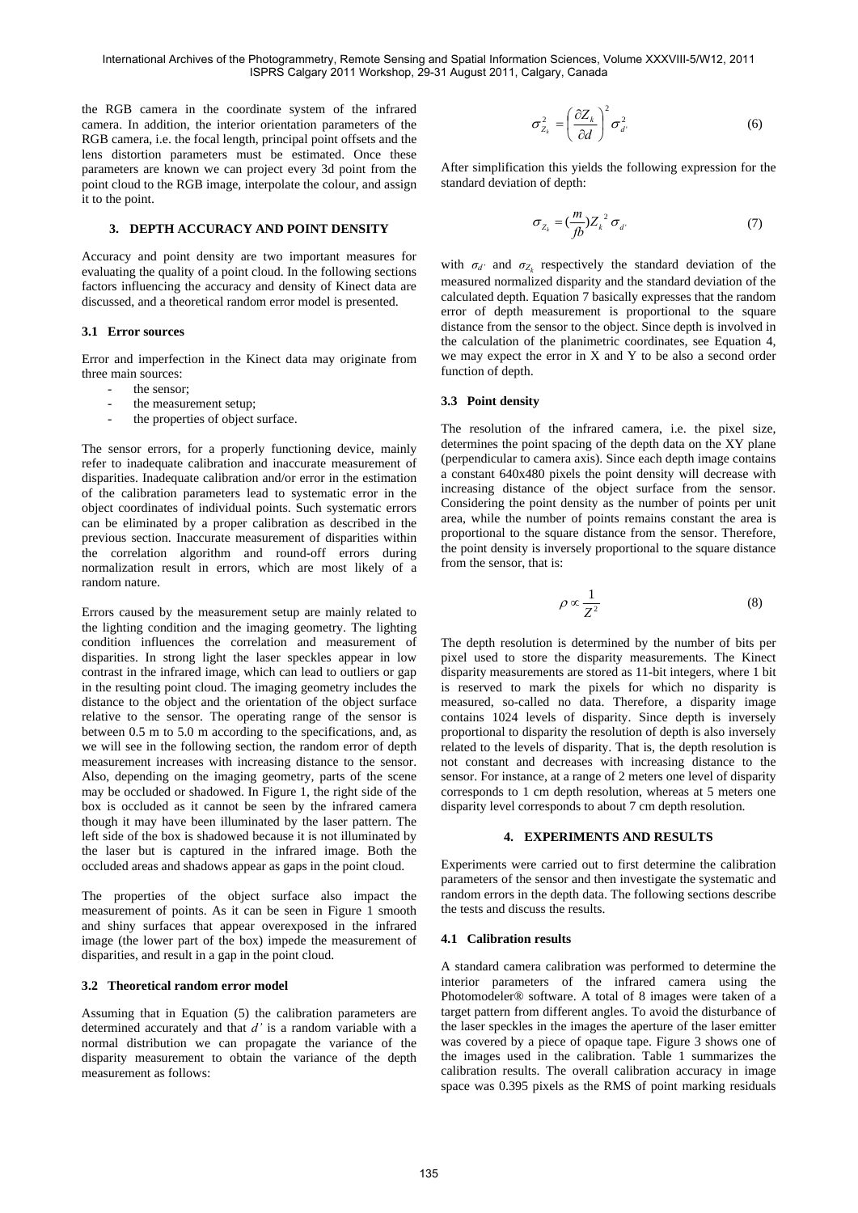the RGB camera in the coordinate system of the infrared camera. In addition, the interior orientation parameters of the RGB camera, i.e. the focal length, principal point offsets and the lens distortion parameters must be estimated. Once these parameters are known we can project every 3d point from the point cloud to the RGB image, interpolate the colour, and assign it to the point.

## 3. DEPTH ACCURACY AND POINT DENSITY

Accuracy and point density are two important measures for evaluating the quality of a point cloud. In the following sections factors influencing the accuracy and density of Kinect data are discussed, and a theoretical random error model is presented.

### 3.1 Error sources

Error and imperfection in the Kinect data may originate from three main sources:

- the sensor;
- the measurement setup;
- the properties of object surface.

The sensor errors, for a properly functioning device, mainly refer to inadequate calibration and inaccurate measurement of disparities. Inadequate calibration and/or error in the estimation of the calibration parameters lead to systematic error in the object coordinates of individual points. Such systematic errors can be eliminated by a proper calibration as described in the previous section. Inaccurate measurement of disparities within the correlation algorithm and round-off errors during normalization result in errors, which are most likely of a random nature.

Errors caused by the measurement setup are mainly related to the lighting condition and the imaging geometry. The lighting condition influences the correlation and measurement of disparities. In strong light the laser speckles appear in low contrast in the infrared image, which can lead to outliers or gap in the resulting point cloud. The imaging geometry includes the distance to the object and the orientation of the object surface relative to the sensor. The operating range of the sensor is between 0.5 m to 5.0 m according to the specifications, and, as we will see in the following section, the random error of depth measurement increases with increasing distance to the sensor. Also, depending on the imaging geometry, parts of the scene may be occluded or shadowed. In Figure 1, the right side of the box is occluded as it cannot be seen by the infrared camera though it may have been illuminated by the laser pattern. The left side of the box is shadowed because it is not illuminated by the laser but is captured in the infrared image. Both the occluded areas and shadows appear as gaps in the point cloud.

The properties of the object surface also impact the measurement of points. As it can be seen in Figure 1 smooth and shiny surfaces that appear overexposed in the infrared image (the lower part of the box) impede the measurement of disparities, and result in a gap in the point cloud.

### 3.2 Theoretical random error model

Assuming that in Equation (5) the calibration parameters are determined accurately and that $d'$ is a random variable with a normal distribution we can propagate the variance of the disparity measurement to obtain the variance of the depth measurement as follows:

$$\sigma_{Z_k}^2 = \left(\frac{\partial Z_k}{\partial d}\right)^2 \sigma_{d'}^2 \tag{6}$$

After simplification this yields the following expression for the standard deviation of depth:

$$\sigma_{Z_k} = \left(\frac{m}{fb}\right) Z_k^{\,2} \sigma_{d'} \tag{7}$$

with $\sigma_{d'}$ and $\sigma_{Z_k}$ respectively the standard deviation of the measured normalized disparity and the standard deviation of the calculated depth. Equation 7 basically expresses that the random error of depth measurement is proportional to the square distance from the sensor to the object. Since depth is involved in the calculation of the planimetric coordinates, see Equation 4, we may expect the error in X and Y to be also a second order function of depth.

### 3.3 Point density

The resolution of the infrared camera, i.e. the pixel size, determines the point spacing of the depth data on the XY plane (perpendicular to camera axis). Since each depth image contains a constant 640x480 pixels the point density will decrease with increasing distance of the object surface from the sensor. Considering the point density as the number of points per unit area, while the number of points remains constant the area is proportional to the square distance from the sensor. Therefore, the point density is inversely proportional to the square distance from the sensor, that is:

$$\rho \propto \frac{1}{Z^2} \tag{8}$$

The depth resolution is determined by the number of bits per pixel used to store the disparity measurements. The Kinect disparity measurements are stored as 11-bit integers, where 1 bit is reserved to mark the pixels for which no disparity is measured, so-called no data. Therefore, a disparity image contains 1024 levels of disparity. Since depth is inversely proportional to disparity the resolution of depth is also inversely related to the levels of disparity. That is, the depth resolution is not constant and decreases with increasing distance to the sensor. For instance, at a range of 2 meters one level of disparity corresponds to 1 cm depth resolution, whereas at 5 meters one disparity level corresponds to about 7 cm depth resolution.

## 4. EXPERIMENTS AND RESULTS

Experiments were carried out to first determine the calibration parameters of the sensor and then investigate the systematic and random errors in the depth data. The following sections describe the tests and discuss the results.

### 4.1 Calibration results

A standard camera calibration was performed to determine the interior parameters of the infrared camera using the Photomodeler® software. A total of 8 images were taken of a target pattern from different angles. To avoid the disturbance of the laser speckles in the images the aperture of the laser emitter was covered by a piece of opaque tape. Figure 3 shows one of the images used in the calibration. Table 1 summarizes the calibration results. The overall calibration accuracy in image space was 0.395 pixels as the RMS of point marking residuals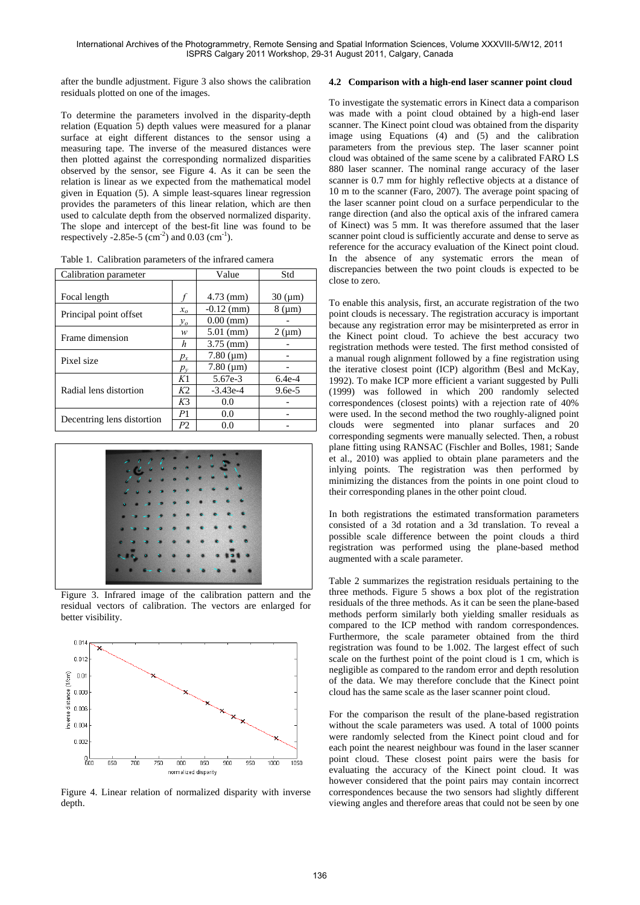after the bundle adjustment. Figure 3 also shows the calibration residuals plotted on one of the images.

To determine the parameters involved in the disparity-depth relation (Equation 5) depth values were measured for a planar surface at eight different distances to the sensor using a measuring tape. The inverse of the measured distances were then plotted against the corresponding normalized disparities observed by the sensor, see Figure 4. As it can be seen the relation is linear as we expected from the mathematical model given in Equation (5). A simple least-squares linear regression provides the parameters of this linear relation, which are then used to calculate depth from the observed normalized disparity. The slope and intercept of the best-fit line was found to be respectively -2.85e-5 ($cm^{-2}$) and 0.03 ($cm^{-1}$).

Table 1. Calibration parameters of the infrared camera

| Calibration parameter | | Value | Std |
|---|---|---|---|
| Focal length | $f$ | 4.73 (mm) | 30 (μm) |
| Principal point offset | $x_o$ | -0.12 (mm) | 8 (μm) |
| | $y_o$ | 0.00 (mm) | - |
| Frame dimension | $w$ | 5.01 (mm) | 2 (μm) |
| | $h$ | 3.75 (mm) | - |
| Pixel size | $p_x$ | 7.80 (μm) | - |
| | $p_y$ | 7.80 (μm) | - |
| Radial lens distortion | $K1$ | 5.67e-3 | 6.4e-4 |
| | $K2$ | -3.43e-4 | 9.6e-5 |
| | $K3$ | 0.0 | - |
| Decentring lens distortion | $P1$ | 0.0 | - |
| | $P2$ | 0.0 | - |

Figure 3. Infrared image of the calibration pattern and the residual vectors of calibration. The vectors are enlarged for better visibility.

Figure 4. Linear relation of normalized disparity with inverse depth.

### 4.2 Comparison with a high-end laser scanner point cloud

To investigate the systematic errors in Kinect data a comparison was made with a point cloud obtained by a high-end laser scanner. The Kinect point cloud was obtained from the disparity image using Equations (4) and (5) and the calibration parameters from the previous step. The laser scanner point cloud was obtained of the same scene by a calibrated FARO LS 880 laser scanner. The nominal range accuracy of the laser scanner is 0.7 mm for highly reflective objects at a distance of 10 m to the scanner (Faro, 2007). The average point spacing of the laser scanner point cloud on a surface perpendicular to the range direction (and also the optical axis of the infrared camera of Kinect) was 5 mm. It was therefore assumed that the laser scanner point cloud is sufficiently accurate and dense to serve as reference for the accuracy evaluation of the Kinect point cloud. In the absence of any systematic errors the mean of discrepancies between the two point clouds is expected to be close to zero.

To enable this analysis, first, an accurate registration of the two point clouds is necessary. The registration accuracy is important because any registration error may be misinterpreted as error in the Kinect point cloud. To achieve the best accuracy two registration methods were tested. The first method consisted of a manual rough alignment followed by a fine registration using the iterative closest point (ICP) algorithm (Besl and McKay, 1992). To make ICP more efficient a variant suggested by Pulli (1999) was followed in which 200 randomly selected correspondences (closest points) with a rejection rate of 40% were used. In the second method the two roughly-aligned point clouds were segmented into planar surfaces and 20 corresponding segments were manually selected. Then, a robust plane fitting using RANSAC (Fischler and Bolles, 1981; Sande et al., 2010) was applied to obtain plane parameters and the inlying points. The registration was then performed by minimizing the distances from the points in one point cloud to their corresponding planes in the other point cloud.

In both registrations the estimated transformation parameters consisted of a 3d rotation and a 3d translation. To reveal a possible scale difference between the point clouds a third registration was performed using the plane-based method augmented with a scale parameter.

Table 2 summarizes the registration residuals pertaining to the three methods. Figure 5 shows a box plot of the registration residuals of the three methods. As it can be seen the plane-based methods perform similarly both yielding smaller residuals as compared to the ICP method with random correspondences. Furthermore, the scale parameter obtained from the third registration was found to be 1.002. The largest effect of such scale on the furthest point of the point cloud is 1 cm, which is negligible as compared to the random error and depth resolution of the data. We may therefore conclude that the Kinect point cloud has the same scale as the laser scanner point cloud.

For the comparison the result of the plane-based registration without the scale parameters was used. A total of 1000 points were randomly selected from the Kinect point cloud and for each point the nearest neighbour was found in the laser scanner point cloud. These closest point pairs were the basis for evaluating the accuracy of the Kinect point cloud. It was however considered that the point pairs may contain incorrect correspondences because the two sensors had slightly different viewing angles and therefore areas that could not be seen by one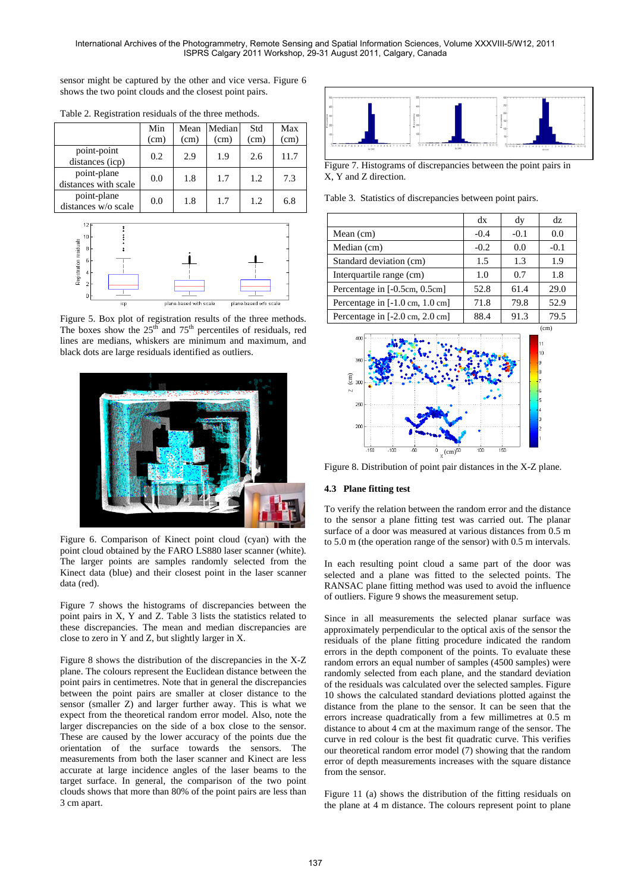sensor might be captured by the other and vice versa. Figure 6 shows the two point clouds and the closest point pairs.

Table 2. Registration residuals of the three methods.

| | Min (cm) | Mean (cm) | Median (cm) | Std (cm) | Max (cm) |
|---|---|---|---|---|---|
| point-point distances (icp) | 0.2 | 2.9 | 1.9 | 2.6 | 11.7 |
| point-plane distances with scale | 0.0 | 1.8 | 1.7 | 1.2 | 7.3 |
| point-plane distances w/o scale | 0.0 | 1.8 | 1.7 | 1.2 | 6.8 |

Figure 5. Box plot of registration results of the three methods. The boxes show the 25[th] and 75[th] percentiles of residuals, red lines are medians, whiskers are minimum and maximum, and black dots are large residuals identified as outliers.

Figure 6. Comparison of Kinect point cloud (cyan) with the point cloud obtained by the FARO LS880 laser scanner (white). The larger points are samples randomly selected from the Kinect data (blue) and their closest point in the laser scanner data (red).

Figure 7 shows the histograms of discrepancies between the point pairs in X, Y and Z. Table 3 lists the statistics related to these discrepancies. The mean and median discrepancies are close to zero in Y and Z, but slightly larger in X.

Figure 8 shows the distribution of the discrepancies in the X-Z plane. The colours represent the Euclidean distance between the point pairs in centimetres. Note that in general the discrepancies between the point pairs are smaller at closer distance to the sensor (smaller Z) and larger further away. This is what we expect from the theoretical random error model. Also, note the larger discrepancies on the side of a box close to the sensor. These are caused by the lower accuracy of the points due the orientation of the surface towards the sensors. The measurements from both the laser scanner and Kinect are less accurate at large incidence angles of the laser beams to the target surface. In general, the comparison of the two point clouds shows that more than 80% of the point pairs are less than 3 cm apart.

Figure 7. Histograms of discrepancies between the point pairs in X, Y and Z direction.

Table 3. Statistics of discrepancies between point pairs.

| | dx | dy | dz |
|---|---|---|---|
| Mean (cm) | -0.4 | -0.1 | 0.0 |
| Median (cm) | -0.2 | 0.0 | -0.1 |
| Standard deviation (cm) | 1.5 | 1.3 | 1.9 |
| Interquartile range (cm) | 1.0 | 0.7 | 1.8 |
| Percentage in [-0.5cm, 0.5cm] | 52.8 | 61.4 | 29.0 |
| Percentage in [-1.0 cm, 1.0 cm] | 71.8 | 79.8 | 52.9 |
| Percentage in [-2.0 cm, 2.0 cm] | 88.4 | 91.3 | 79.5 |

Figure 8. Distribution of point pair distances in the X-Z plane.

### 4.3 Plane fitting test

To verify the relation between the random error and the distance to the sensor a plane fitting test was carried out. The planar surface of a door was measured at various distances from 0.5 m to 5.0 m (the operation range of the sensor) with 0.5 m intervals.

In each resulting point cloud a same part of the door was selected and a plane was fitted to the selected points. The RANSAC plane fitting method was used to avoid the influence of outliers. Figure 9 shows the measurement setup.

Since in all measurements the selected planar surface was approximately perpendicular to the optical axis of the sensor the residuals of the plane fitting procedure indicated the random errors in the depth component of the points. To evaluate these random errors an equal number of samples (4500 samples) were randomly selected from each plane, and the standard deviation of the residuals was calculated over the selected samples. Figure 10 shows the calculated standard deviations plotted against the distance from the plane to the sensor. It can be seen that the errors increase quadratically from a few millimetres at 0.5 m distance to about 4 cm at the maximum range of the sensor. The curve in red colour is the best fit quadratic curve. This verifies our theoretical random error model (7) showing that the random error of depth measurements increases with the square distance from the sensor.

Figure 11 (a) shows the distribution of the fitting residuals on the plane at 4 m distance. The colours represent point to plane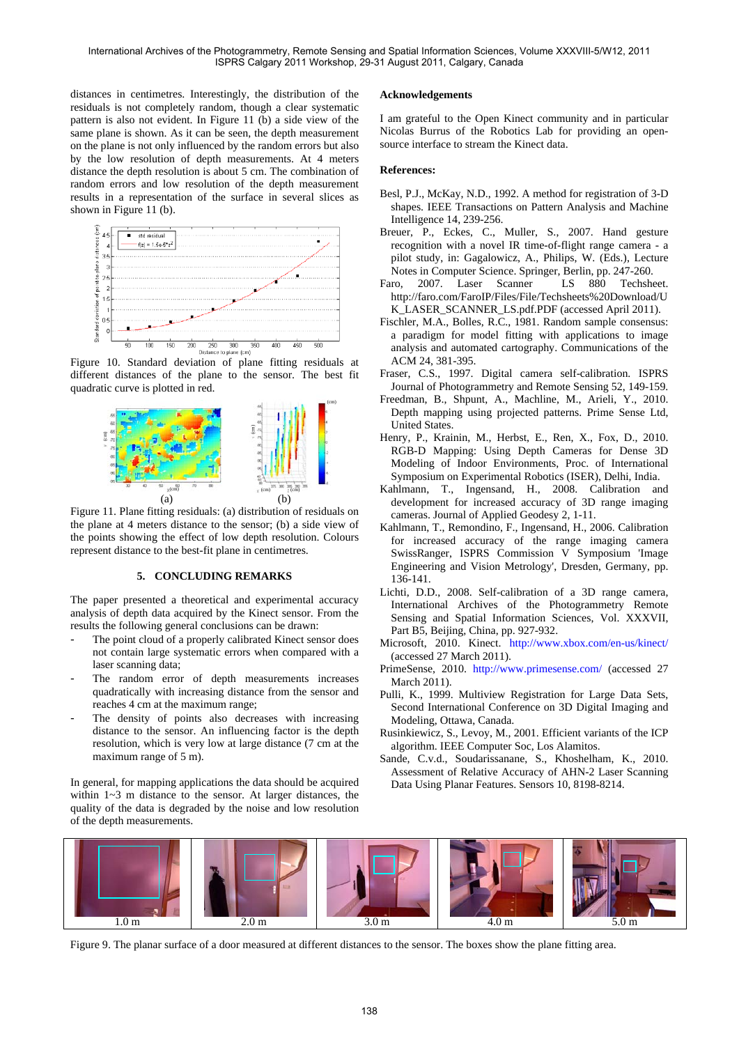distances in centimetres. Interestingly, the distribution of the residuals is not completely random, though a clear systematic pattern is also not evident. In Figure 11 (b) a side view of the same plane is shown. As it can be seen, the depth measurement on the plane is not only influenced by the random errors but also by the low resolution of depth measurements. At 4 meters distance the depth resolution is about 5 cm. The combination of random errors and low resolution of the depth measurement results in a representation of the surface in several slices as shown in Figure 11 (b).

std residual
f(z) = 1.5e-5*z^2
Standard deviation of plane fitting residuals (cm)
Distance to plane (cm)

Figure 10. Standard deviation of plane fitting residuals at different distances of the plane to the sensor. The best fit quadratic curve is plotted in red.

(a) (b)

Figure 11. Plane fitting residuals: (a) distribution of residuals on the plane at 4 meters distance to the sensor; (b) a side view of the points showing the effect of low depth resolution. Colours represent distance to the best-fit plane in centimetres.

## 5. CONCLUDING REMARKS

The paper presented a theoretical and experimental accuracy analysis of depth data acquired by the Kinect sensor. From the results the following general conclusions can be drawn:

- The point cloud of a properly calibrated Kinect sensor does not contain large systematic errors when compared with a laser scanning data;
- The random error of depth measurements increases quadratically with increasing distance from the sensor and reaches 4 cm at the maximum range;
- The density of points also decreases with increasing distance to the sensor. An influencing factor is the depth resolution, which is very low at large distance (7 cm at the maximum range of 5 m).

In general, for mapping applications the data should be acquired within 1~3 m distance to the sensor. At larger distances, the quality of the data is degraded by the noise and low resolution of the depth measurements.

## Acknowledgements

I am grateful to the Open Kinect community and in particular Nicolas Burrus of the Robotics Lab for providing an open-source interface to stream the Kinect data.

## References:

Besl, P.J., McKay, N.D., 1992. A method for registration of 3-D shapes. IEEE Transactions on Pattern Analysis and Machine Intelligence 14, 239-256.

Breuer, P., Eckes, C., Muller, S., 2007. Hand gesture recognition with a novel IR time-of-flight range camera - a pilot study, in: Gagalowicz, A., Philips, W. (Eds.), Lecture Notes in Computer Science. Springer, Berlin, pp. 247-260.

Faro, 2007. Laser Scanner LS 880 Techsheet. http://faro.com/FaroIP/Files/File/Techsheets%20Download/UK_LASER_SCANNER_LS.pdf.PDF (accessed April 2011).

Fischler, M.A., Bolles, R.C., 1981. Random sample consensus: a paradigm for model fitting with applications to image analysis and automated cartography. Communications of the ACM 24, 381-395.

Fraser, C.S., 1997. Digital camera self-calibration. ISPRS Journal of Photogrammetry and Remote Sensing 52, 149-159.

Freedman, B., Shpunt, A., Machline, M., Arieli, Y., 2010. Depth mapping using projected patterns. Prime Sense Ltd, United States.

Henry, P., Krainin, M., Herbst, E., Ren, X., Fox, D., 2010. RGB-D Mapping: Using Depth Cameras for Dense 3D Modeling of Indoor Environments, Proc. of International Symposium on Experimental Robotics (ISER), Delhi, India.

Kahlmann, T., Ingensand, H., 2008. Calibration and development for increased accuracy of 3D range imaging cameras. Journal of Applied Geodesy 2, 1-11.

Kahlmann, T., Remondino, F., Ingensand, H., 2006. Calibration for increased accuracy of the range imaging camera SwissRanger, ISPRS Commission V Symposium 'Image Engineering and Vision Metrology', Dresden, Germany, pp. 136-141.

Lichti, D.D., 2008. Self-calibration of a 3D range camera, International Archives of the Photogrammetry Remote Sensing and Spatial Information Sciences, Vol. XXXVII, Part B5, Beijing, China, pp. 927-932.

Microsoft, 2010. Kinect. http://www.xbox.com/en-us/kinect/ (accessed 27 March 2011).

PrimeSense, 2010. http://www.primesense.com/ (accessed 27 March 2011).

Pulli, K., 1999. Multiview Registration for Large Data Sets, Second International Conference on 3D Digital Imaging and Modeling, Ottawa, Canada.

Rusinkiewicz, S., Levoy, M., 2001. Efficient variants of the ICP algorithm. IEEE Computer Soc, Los Alamitos.

Sande, C.v.d., Soudarissanane, S., Khoshelham, K., 2010. Assessment of Relative Accuracy of AHN-2 Laser Scanning Data Using Planar Features. Sensors 10, 8198-8214.

1.0 m | 2.0 m | 3.0 m | 4.0 m | 5.0 m

Figure 9. The planar surface of a door measured at different distances to the sensor. The boxes show the plane fitting area.